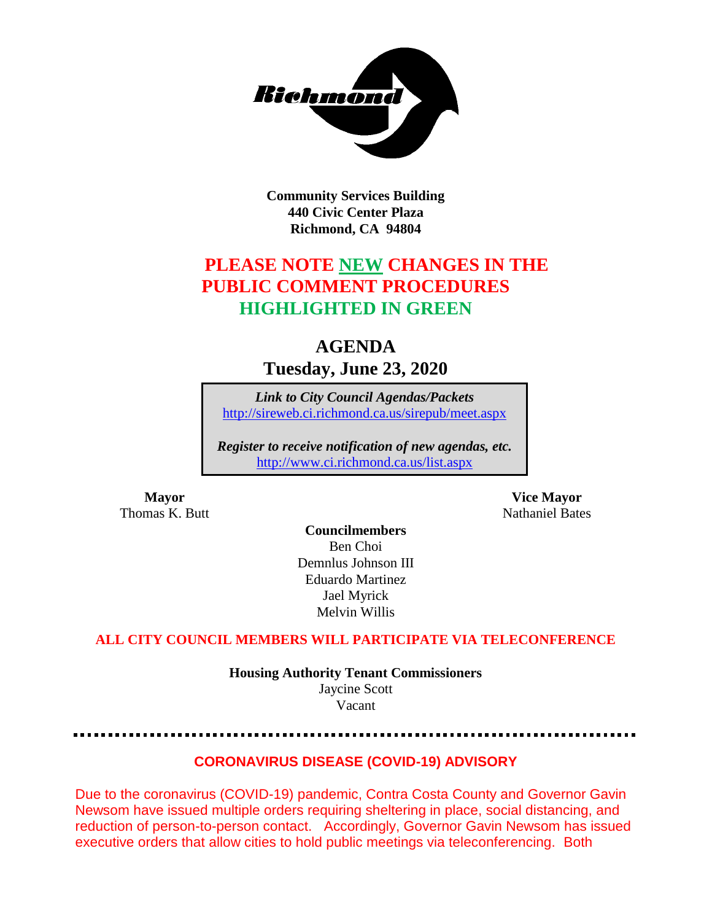**Richmond**

**Community Services Building**
**440 Civic Center Plaza**
**Richmond, CA 94804**

## PLEASE NOTE NEW CHANGES IN THE PUBLIC COMMENT PROCEDURES HIGHLIGHTED IN GREEN

# AGENDA

## Tuesday, June 23, 2020

*Link to City Council Agendas/Packets*
http://sireweb.ci.richmond.ca.us/sirepub/meet.aspx

*Register to receive notification of new agendas, etc.*
http://www.ci.richmond.ca.us/list.aspx

**Mayor**
Thomas K. Butt

**Vice Mayor**
Nathaniel Bates

**Councilmembers**
Ben Choi
Demnlus Johnson III
Eduardo Martinez
Jael Myrick
Melvin Willis

**ALL CITY COUNCIL MEMBERS WILL PARTICIPATE VIA TELECONFERENCE**

**Housing Authority Tenant Commissioners**
Jaycine Scott
Vacant

---

### CORONAVIRUS DISEASE (COVID-19) ADVISORY

Due to the coronavirus (COVID-19) pandemic, Contra Costa County and Governor Gavin Newsom have issued multiple orders requiring sheltering in place, social distancing, and reduction of person-to-person contact. Accordingly, Governor Gavin Newsom has issued executive orders that allow cities to hold public meetings via teleconferencing. Both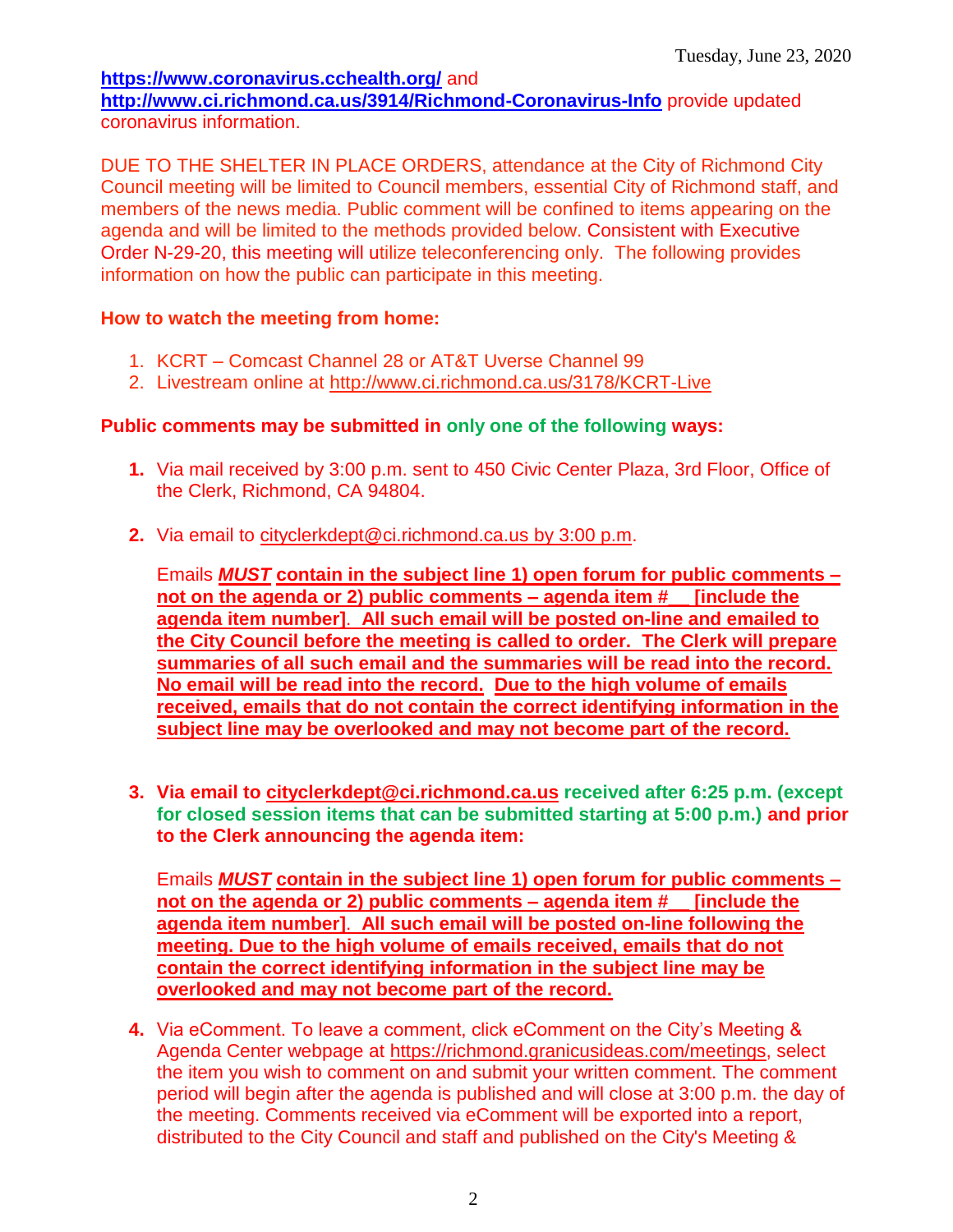**https://www.coronavirus.cchealth.org/** and **http://www.ci.richmond.ca.us/3914/Richmond-Coronavirus-Info** provide updated coronavirus information.

DUE TO THE SHELTER IN PLACE ORDERS, attendance at the City of Richmond City Council meeting will be limited to Council members, essential City of Richmond staff, and members of the news media. Public comment will be confined to items appearing on the agenda and will be limited to the methods provided below. Consistent with Executive Order N-29-20, this meeting will utilize teleconferencing only. The following provides information on how the public can participate in this meeting.

**How to watch the meeting from home:**

1. KCRT – Comcast Channel 28 or AT&T Uverse Channel 99
2. Livestream online at http://www.ci.richmond.ca.us/3178/KCRT-Live

**Public comments may be submitted in only one of the following ways:**

1. Via mail received by 3:00 p.m. sent to 450 Civic Center Plaza, 3rd Floor, Office of the Clerk, Richmond, CA 94804.

2. Via email to cityclerkdept@ci.richmond.ca.us by 3:00 p.m.

   Emails ***MUST*** **contain in the subject line 1) open forum for public comments – not on the agenda or 2) public comments – agenda item #__ [include the agenda item number]. All such email will be posted on-line and emailed to the City Council before the meeting is called to order. The Clerk will prepare summaries of all such email and the summaries will be read into the record. No email will be read into the record. Due to the high volume of emails received, emails that do not contain the correct identifying information in the subject line may be overlooked and may not become part of the record.**

3. **Via email to cityclerkdept@ci.richmond.ca.us received after 6:25 p.m. (except for closed session items that can be submitted starting at 5:00 p.m.) and prior to the Clerk announcing the agenda item:**

   Emails ***MUST*** **contain in the subject line 1) open forum for public comments – not on the agenda or 2) public comments – agenda item #__ [include the agenda item number]. All such email will be posted on-line following the meeting. Due to the high volume of emails received, emails that do not contain the correct identifying information in the subject line may be overlooked and may not become part of the record.**

4. Via eComment. To leave a comment, click eComment on the City's Meeting & Agenda Center webpage at https://richmond.granicusideas.com/meetings, select the item you wish to comment on and submit your written comment. The comment period will begin after the agenda is published and will close at 3:00 p.m. the day of the meeting. Comments received via eComment will be exported into a report, distributed to the City Council and staff and published on the City's Meeting &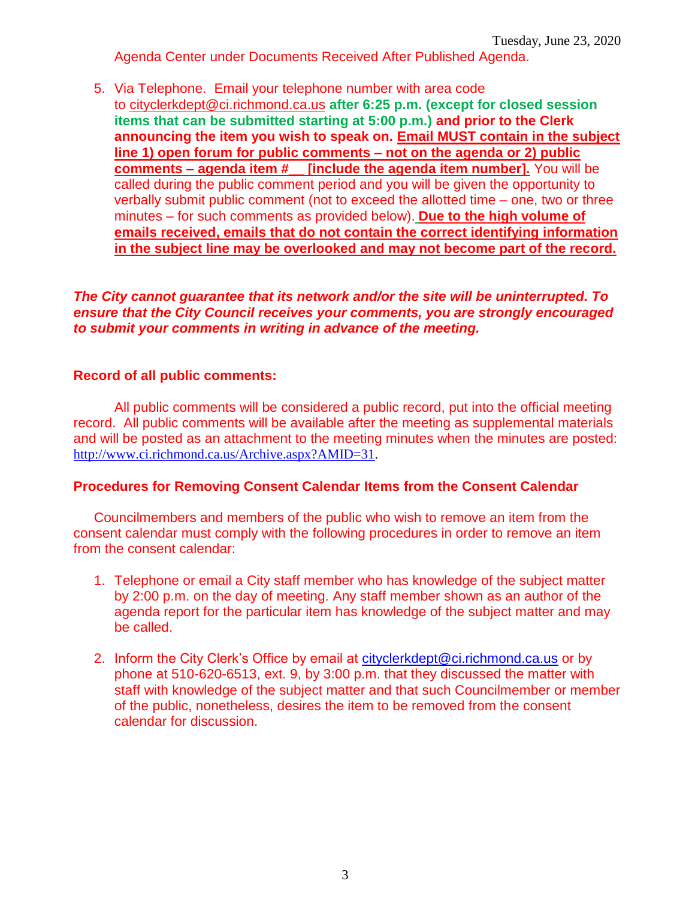Agenda Center under Documents Received After Published Agenda.

5. Via Telephone. Email your telephone number with area code to cityclerkdept@ci.richmond.ca.us **after 6:25 p.m. (except for closed session items that can be submitted starting at 5:00 p.m.) and prior to the Clerk announcing the item you wish to speak on. Email MUST contain in the subject line 1) open forum for public comments – not on the agenda or 2) public comments – agenda item #__ [include the agenda item number].** You will be called during the public comment period and you will be given the opportunity to verbally submit public comment (not to exceed the allotted time – one, two or three minutes – for such comments as provided below). **Due to the high volume of emails received, emails that do not contain the correct identifying information in the subject line may be overlooked and may not become part of the record.**

***The City cannot guarantee that its network and/or the site will be uninterrupted. To ensure that the City Council receives your comments, you are strongly encouraged to submit your comments in writing in advance of the meeting.***

**Record of all public comments:**

All public comments will be considered a public record, put into the official meeting record. All public comments will be available after the meeting as supplemental materials and will be posted as an attachment to the meeting minutes when the minutes are posted: http://www.ci.richmond.ca.us/Archive.aspx?AMID=31.

**Procedures for Removing Consent Calendar Items from the Consent Calendar**

Councilmembers and members of the public who wish to remove an item from the consent calendar must comply with the following procedures in order to remove an item from the consent calendar:

1. Telephone or email a City staff member who has knowledge of the subject matter by 2:00 p.m. on the day of meeting. Any staff member shown as an author of the agenda report for the particular item has knowledge of the subject matter and may be called.

2. Inform the City Clerk's Office by email at cityclerkdept@ci.richmond.ca.us or by phone at 510-620-6513, ext. 9, by 3:00 p.m. that they discussed the matter with staff with knowledge of the subject matter and that such Councilmember or member of the public, nonetheless, desires the item to be removed from the consent calendar for discussion.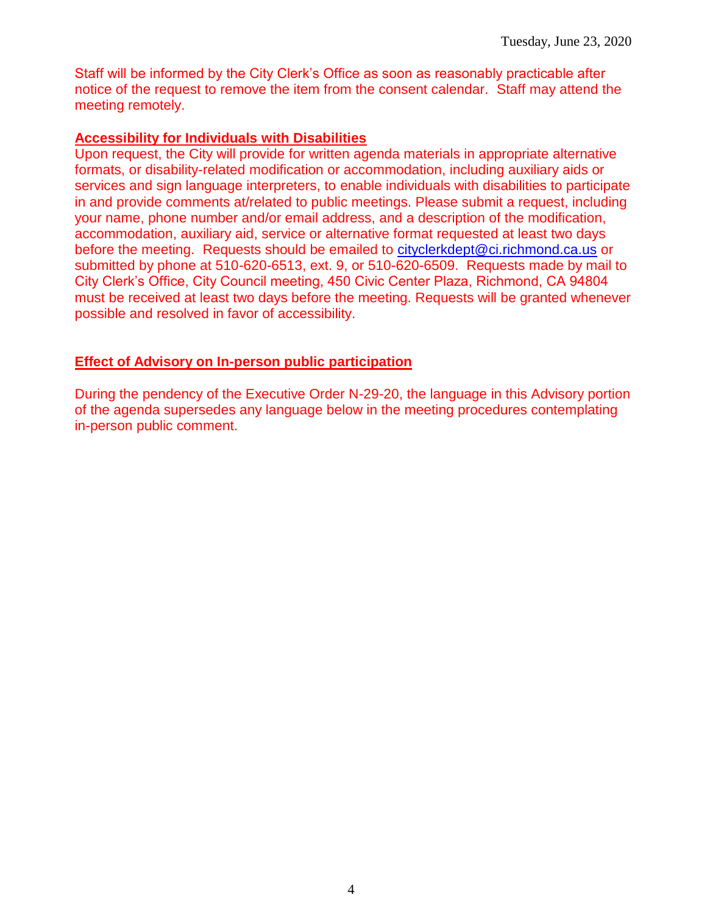Staff will be informed by the City Clerk's Office as soon as reasonably practicable after notice of the request to remove the item from the consent calendar. Staff may attend the meeting remotely.

**Accessibility for Individuals with Disabilities**

Upon request, the City will provide for written agenda materials in appropriate alternative formats, or disability-related modification or accommodation, including auxiliary aids or services and sign language interpreters, to enable individuals with disabilities to participate in and provide comments at/related to public meetings. Please submit a request, including your name, phone number and/or email address, and a description of the modification, accommodation, auxiliary aid, service or alternative format requested at least two days before the meeting. Requests should be emailed to cityclerkdept@ci.richmond.ca.us or submitted by phone at 510-620-6513, ext. 9, or 510-620-6509. Requests made by mail to City Clerk's Office, City Council meeting, 450 Civic Center Plaza, Richmond, CA 94804 must be received at least two days before the meeting. Requests will be granted whenever possible and resolved in favor of accessibility.

**Effect of Advisory on In-person public participation**

During the pendency of the Executive Order N-29-20, the language in this Advisory portion of the agenda supersedes any language below in the meeting procedures contemplating in-person public comment.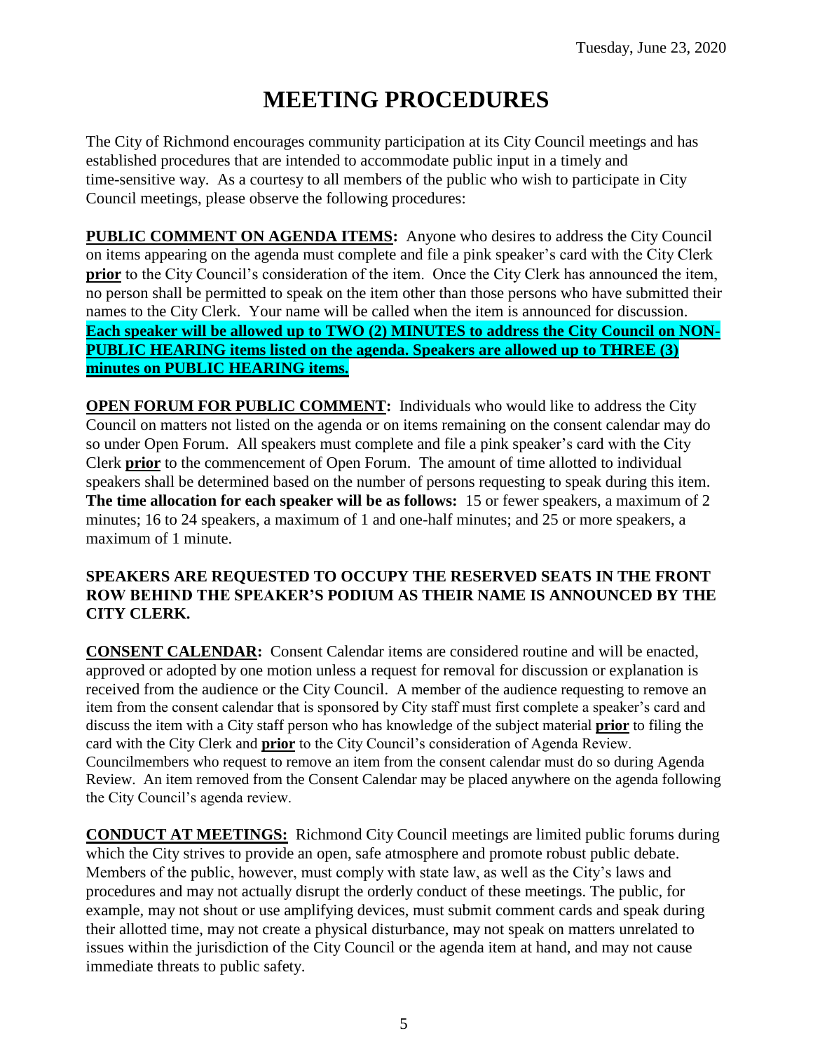Tuesday, June 23, 2020

# MEETING PROCEDURES

The City of Richmond encourages community participation at its City Council meetings and has established procedures that are intended to accommodate public input in a timely and time-sensitive way. As a courtesy to all members of the public who wish to participate in City Council meetings, please observe the following procedures:

**PUBLIC COMMENT ON AGENDA ITEMS:** Anyone who desires to address the City Council on items appearing on the agenda must complete and file a pink speaker's card with the City Clerk **prior** to the City Council's consideration of the item. Once the City Clerk has announced the item, no person shall be permitted to speak on the item other than those persons who have submitted their names to the City Clerk. Your name will be called when the item is announced for discussion. **Each speaker will be allowed up to TWO (2) MINUTES to address the City Council on NON-PUBLIC HEARING items listed on the agenda. Speakers are allowed up to THREE (3) minutes on PUBLIC HEARING items.**

**OPEN FORUM FOR PUBLIC COMMENT:** Individuals who would like to address the City Council on matters not listed on the agenda or on items remaining on the consent calendar may do so under Open Forum. All speakers must complete and file a pink speaker's card with the City Clerk **prior** to the commencement of Open Forum. The amount of time allotted to individual speakers shall be determined based on the number of persons requesting to speak during this item. **The time allocation for each speaker will be as follows:** 15 or fewer speakers, a maximum of 2 minutes; 16 to 24 speakers, a maximum of 1 and one-half minutes; and 25 or more speakers, a maximum of 1 minute.

**SPEAKERS ARE REQUESTED TO OCCUPY THE RESERVED SEATS IN THE FRONT ROW BEHIND THE SPEAKER'S PODIUM AS THEIR NAME IS ANNOUNCED BY THE CITY CLERK.**

**CONSENT CALENDAR:** Consent Calendar items are considered routine and will be enacted, approved or adopted by one motion unless a request for removal for discussion or explanation is received from the audience or the City Council. A member of the audience requesting to remove an item from the consent calendar that is sponsored by City staff must first complete a speaker's card and discuss the item with a City staff person who has knowledge of the subject material **prior** to filing the card with the City Clerk and **prior** to the City Council's consideration of Agenda Review. Councilmembers who request to remove an item from the consent calendar must do so during Agenda Review. An item removed from the Consent Calendar may be placed anywhere on the agenda following the City Council's agenda review.

**CONDUCT AT MEETINGS:** Richmond City Council meetings are limited public forums during which the City strives to provide an open, safe atmosphere and promote robust public debate. Members of the public, however, must comply with state law, as well as the City's laws and procedures and may not actually disrupt the orderly conduct of these meetings. The public, for example, may not shout or use amplifying devices, must submit comment cards and speak during their allotted time, may not create a physical disturbance, may not speak on matters unrelated to issues within the jurisdiction of the City Council or the agenda item at hand, and may not cause immediate threats to public safety.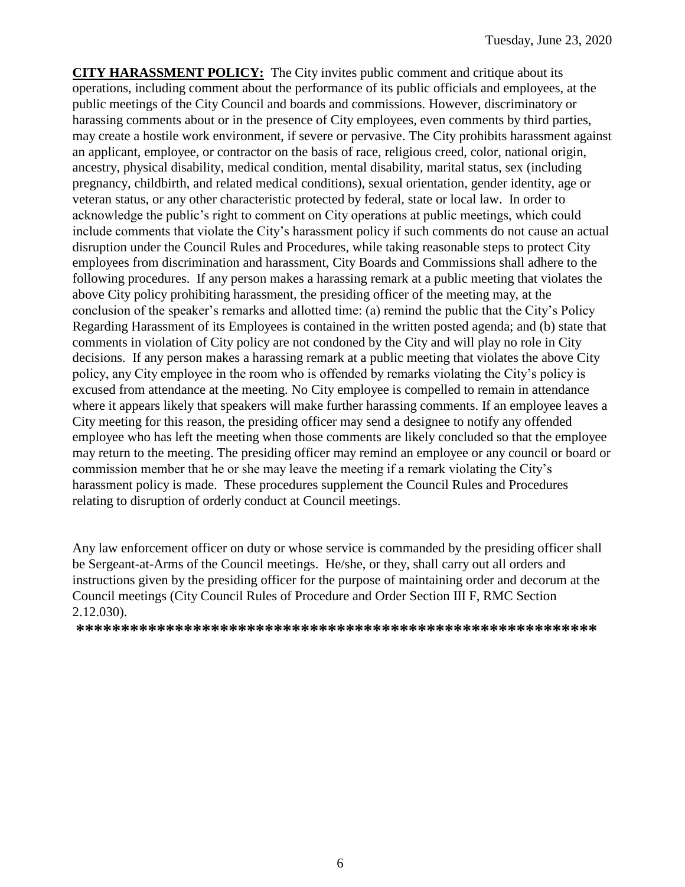**CITY HARASSMENT POLICY:** The City invites public comment and critique about its operations, including comment about the performance of its public officials and employees, at the public meetings of the City Council and boards and commissions. However, discriminatory or harassing comments about or in the presence of City employees, even comments by third parties, may create a hostile work environment, if severe or pervasive. The City prohibits harassment against an applicant, employee, or contractor on the basis of race, religious creed, color, national origin, ancestry, physical disability, medical condition, mental disability, marital status, sex (including pregnancy, childbirth, and related medical conditions), sexual orientation, gender identity, age or veteran status, or any other characteristic protected by federal, state or local law. In order to acknowledge the public's right to comment on City operations at public meetings, which could include comments that violate the City's harassment policy if such comments do not cause an actual disruption under the Council Rules and Procedures, while taking reasonable steps to protect City employees from discrimination and harassment, City Boards and Commissions shall adhere to the following procedures. If any person makes a harassing remark at a public meeting that violates the above City policy prohibiting harassment, the presiding officer of the meeting may, at the conclusion of the speaker's remarks and allotted time: (a) remind the public that the City's Policy Regarding Harassment of its Employees is contained in the written posted agenda; and (b) state that comments in violation of City policy are not condoned by the City and will play no role in City decisions. If any person makes a harassing remark at a public meeting that violates the above City policy, any City employee in the room who is offended by remarks violating the City's policy is excused from attendance at the meeting. No City employee is compelled to remain in attendance where it appears likely that speakers will make further harassing comments. If an employee leaves a City meeting for this reason, the presiding officer may send a designee to notify any offended employee who has left the meeting when those comments are likely concluded so that the employee may return to the meeting. The presiding officer may remind an employee or any council or board or commission member that he or she may leave the meeting if a remark violating the City's harassment policy is made. These procedures supplement the Council Rules and Procedures relating to disruption of orderly conduct at Council meetings.

Any law enforcement officer on duty or whose service is commanded by the presiding officer shall be Sergeant-at-Arms of the Council meetings. He/she, or they, shall carry out all orders and instructions given by the presiding officer for the purpose of maintaining order and decorum at the Council meetings (City Council Rules of Procedure and Order Section III F, RMC Section 2.12.030).

**********************************************************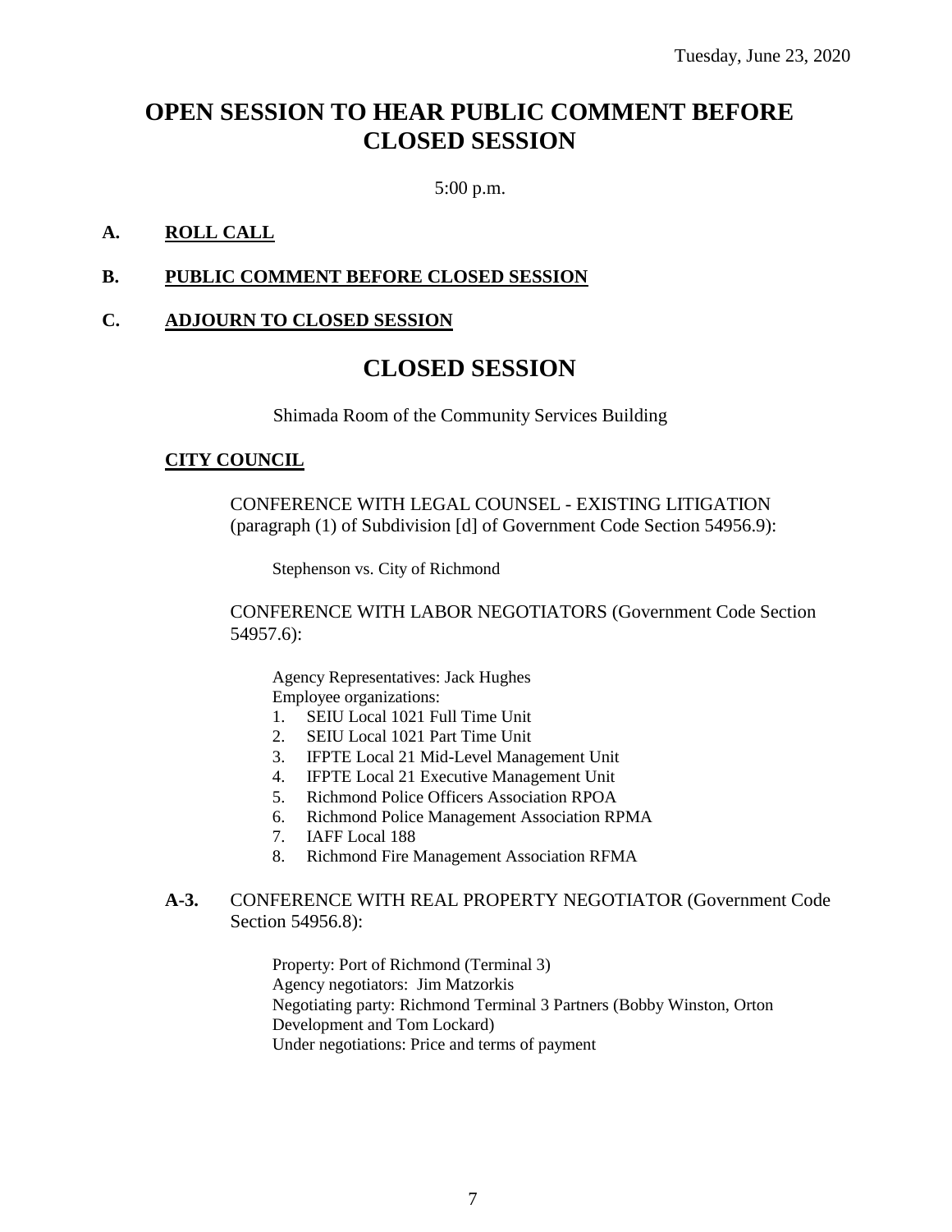Tuesday, June 23, 2020

# OPEN SESSION TO HEAR PUBLIC COMMENT BEFORE CLOSED SESSION

5:00 p.m.

**A. ROLL CALL**

**B. PUBLIC COMMENT BEFORE CLOSED SESSION**

**C. ADJOURN TO CLOSED SESSION**

# CLOSED SESSION

Shimada Room of the Community Services Building

**CITY COUNCIL**

CONFERENCE WITH LEGAL COUNSEL - EXISTING LITIGATION (paragraph (1) of Subdivision [d] of Government Code Section 54956.9):

Stephenson vs. City of Richmond

CONFERENCE WITH LABOR NEGOTIATORS (Government Code Section 54957.6):

Agency Representatives: Jack Hughes
Employee organizations:

1. SEIU Local 1021 Full Time Unit
2. SEIU Local 1021 Part Time Unit
3. IFPTE Local 21 Mid-Level Management Unit
4. IFPTE Local 21 Executive Management Unit
5. Richmond Police Officers Association RPOA
6. Richmond Police Management Association RPMA
7. IAFF Local 188
8. Richmond Fire Management Association RFMA

**A-3.** CONFERENCE WITH REAL PROPERTY NEGOTIATOR (Government Code Section 54956.8):

Property: Port of Richmond (Terminal 3)
Agency negotiators: Jim Matzorkis
Negotiating party: Richmond Terminal 3 Partners (Bobby Winston, Orton Development and Tom Lockard)
Under negotiations: Price and terms of payment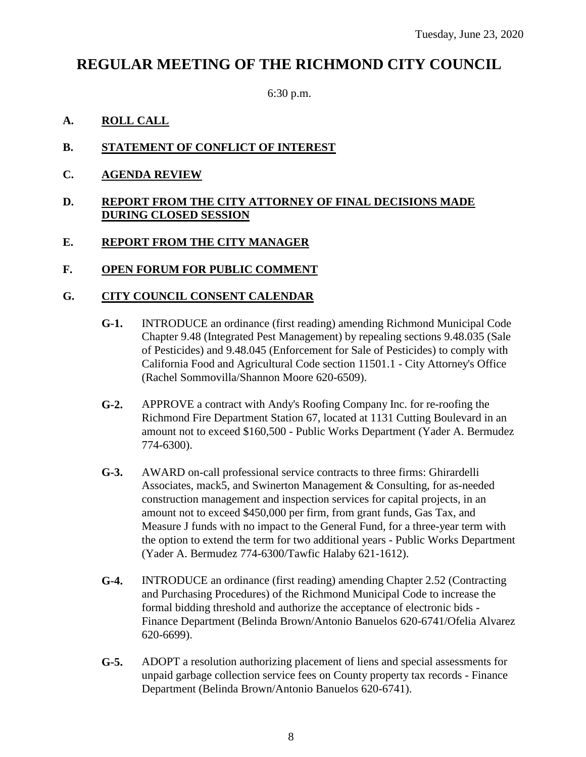Tuesday, June 23, 2020

# REGULAR MEETING OF THE RICHMOND CITY COUNCIL

6:30 p.m.

**A. ROLL CALL**

**B. STATEMENT OF CONFLICT OF INTEREST**

**C. AGENDA REVIEW**

**D. REPORT FROM THE CITY ATTORNEY OF FINAL DECISIONS MADE DURING CLOSED SESSION**

**E. REPORT FROM THE CITY MANAGER**

**F. OPEN FORUM FOR PUBLIC COMMENT**

**G. CITY COUNCIL CONSENT CALENDAR**

**G-1.** INTRODUCE an ordinance (first reading) amending Richmond Municipal Code Chapter 9.48 (Integrated Pest Management) by repealing sections 9.48.035 (Sale of Pesticides) and 9.48.045 (Enforcement for Sale of Pesticides) to comply with California Food and Agricultural Code section 11501.1 - City Attorney's Office (Rachel Sommovilla/Shannon Moore 620-6509).

**G-2.** APPROVE a contract with Andy's Roofing Company Inc. for re-roofing the Richmond Fire Department Station 67, located at 1131 Cutting Boulevard in an amount not to exceed $160,500 - Public Works Department (Yader A. Bermudez 774-6300).

**G-3.** AWARD on-call professional service contracts to three firms: Ghirardelli Associates, mack5, and Swinerton Management & Consulting, for as-needed construction management and inspection services for capital projects, in an amount not to exceed $450,000 per firm, from grant funds, Gas Tax, and Measure J funds with no impact to the General Fund, for a three-year term with the option to extend the term for two additional years - Public Works Department (Yader A. Bermudez 774-6300/Tawfic Halaby 621-1612).

**G-4.** INTRODUCE an ordinance (first reading) amending Chapter 2.52 (Contracting and Purchasing Procedures) of the Richmond Municipal Code to increase the formal bidding threshold and authorize the acceptance of electronic bids - Finance Department (Belinda Brown/Antonio Banuelos 620-6741/Ofelia Alvarez 620-6699).

**G-5.** ADOPT a resolution authorizing placement of liens and special assessments for unpaid garbage collection service fees on County property tax records - Finance Department (Belinda Brown/Antonio Banuelos 620-6741).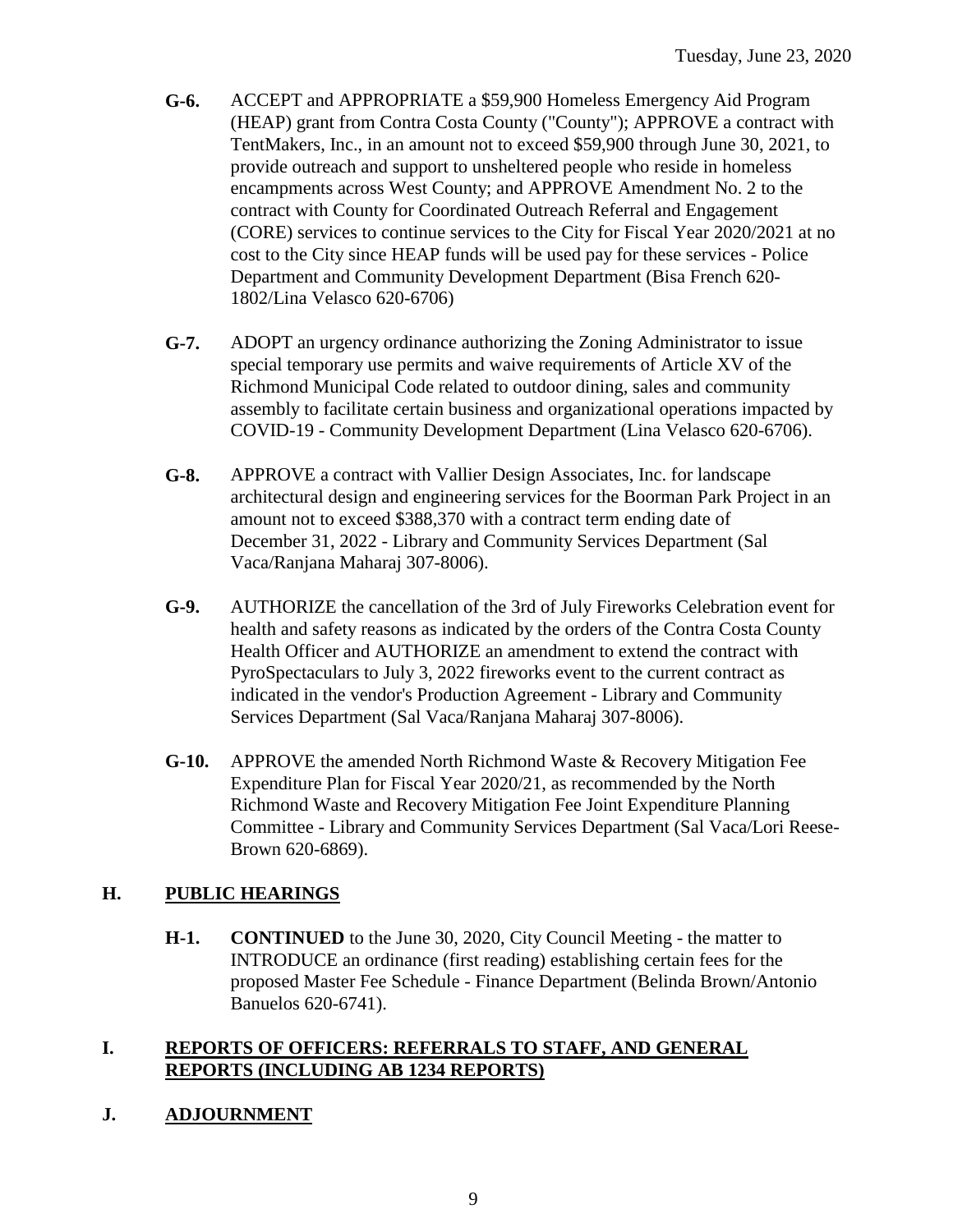- **G-6.** ACCEPT and APPROPRIATE a $59,900 Homeless Emergency Aid Program (HEAP) grant from Contra Costa County ("County"); APPROVE a contract with TentMakers, Inc., in an amount not to exceed $59,900 through June 30, 2021, to provide outreach and support to unsheltered people who reside in homeless encampments across West County; and APPROVE Amendment No. 2 to the contract with County for Coordinated Outreach Referral and Engagement (CORE) services to continue services to the City for Fiscal Year 2020/2021 at no cost to the City since HEAP funds will be used pay for these services - Police Department and Community Development Department (Bisa French 620-1802/Lina Velasco 620-6706)

- **G-7.** ADOPT an urgency ordinance authorizing the Zoning Administrator to issue special temporary use permits and waive requirements of Article XV of the Richmond Municipal Code related to outdoor dining, sales and community assembly to facilitate certain business and organizational operations impacted by COVID-19 - Community Development Department (Lina Velasco 620-6706).

- **G-8.** APPROVE a contract with Vallier Design Associates, Inc. for landscape architectural design and engineering services for the Boorman Park Project in an amount not to exceed $388,370 with a contract term ending date of December 31, 2022 - Library and Community Services Department (Sal Vaca/Ranjana Maharaj 307-8006).

- **G-9.** AUTHORIZE the cancellation of the 3rd of July Fireworks Celebration event for health and safety reasons as indicated by the orders of the Contra Costa County Health Officer and AUTHORIZE an amendment to extend the contract with PyroSpectaculars to July 3, 2022 fireworks event to the current contract as indicated in the vendor's Production Agreement - Library and Community Services Department (Sal Vaca/Ranjana Maharaj 307-8006).

- **G-10.** APPROVE the amended North Richmond Waste & Recovery Mitigation Fee Expenditure Plan for Fiscal Year 2020/21, as recommended by the North Richmond Waste and Recovery Mitigation Fee Joint Expenditure Planning Committee - Library and Community Services Department (Sal Vaca/Lori Reese-Brown 620-6869).

## H. PUBLIC HEARINGS

- **H-1.** **CONTINUED** to the June 30, 2020, City Council Meeting - the matter to INTRODUCE an ordinance (first reading) establishing certain fees for the proposed Master Fee Schedule - Finance Department (Belinda Brown/Antonio Banuelos 620-6741).

## I. REPORTS OF OFFICERS: REFERRALS TO STAFF, AND GENERAL REPORTS (INCLUDING AB 1234 REPORTS)

## J. ADJOURNMENT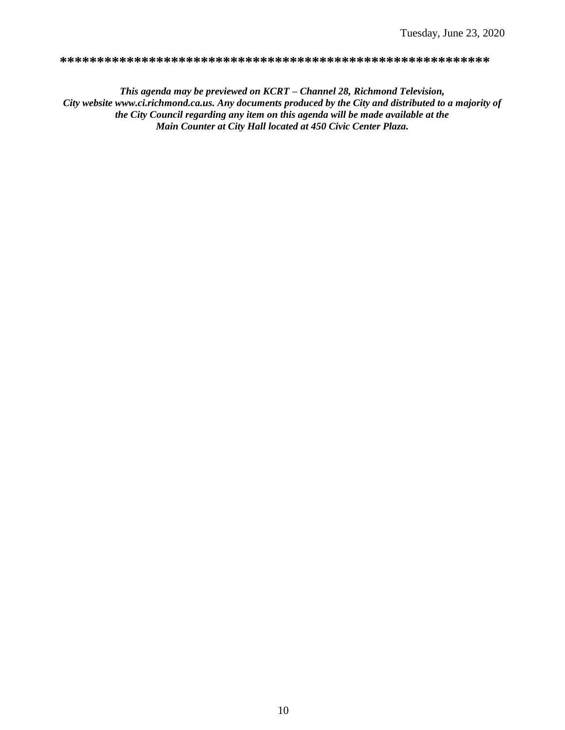*********************************************************

***This agenda may be previewed on KCRT – Channel 28, Richmond Television, City website www.ci.richmond.ca.us. Any documents produced by the City and distributed to a majority of the City Council regarding any item on this agenda will be made available at the Main Counter at City Hall located at 450 Civic Center Plaza.***